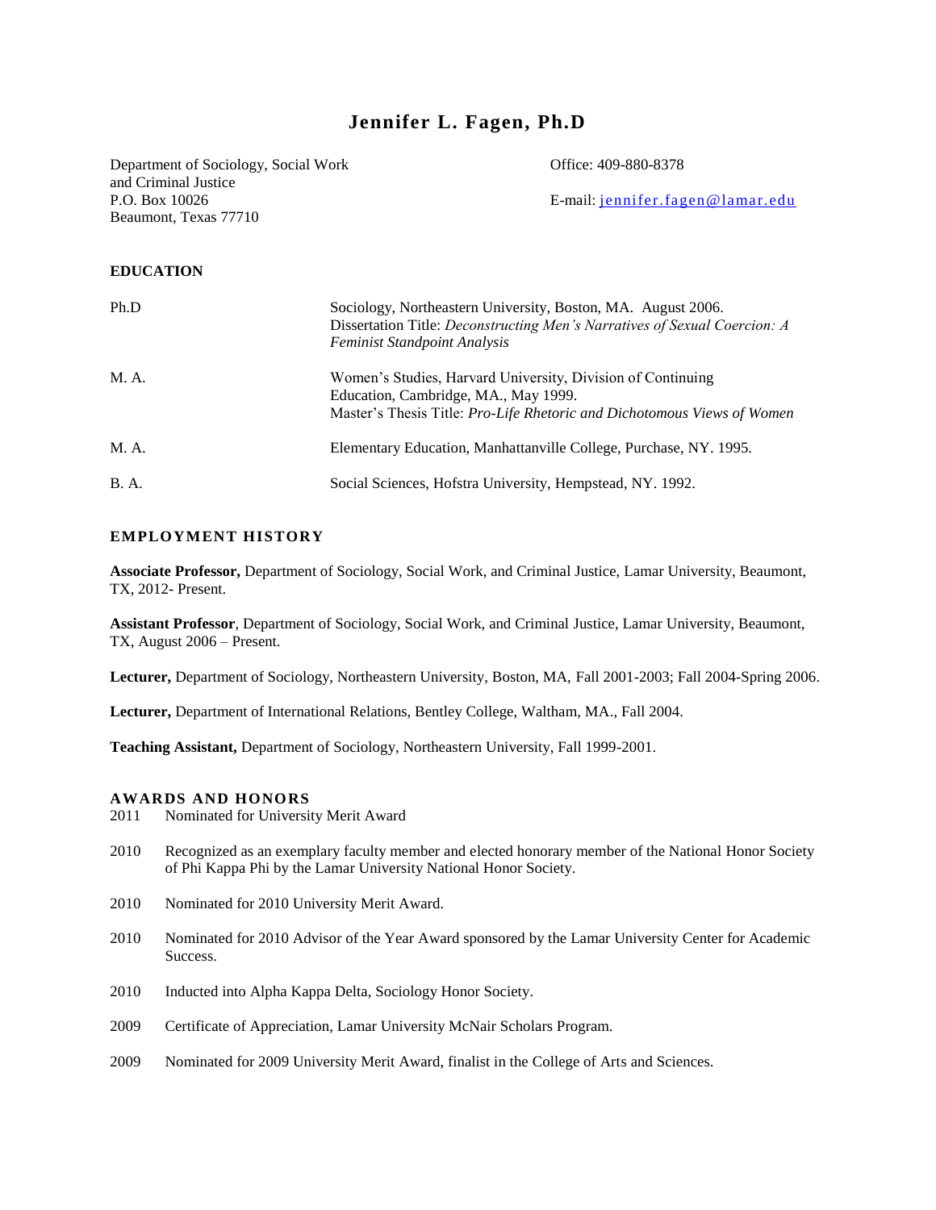# Jennifer L. Fagen, Ph.D

Department of Sociology, Social Work and Criminal Justice
P.O. Box 10026
Beaumont, Texas 77710

Office: 409-880-8378

E-mail: jennifer.fagen@lamar.edu

## EDUCATION

| | |
|---|---|
| Ph.D | Sociology, Northeastern University, Boston, MA. August 2006. Dissertation Title: *Deconstructing Men's Narratives of Sexual Coercion: A Feminist Standpoint Analysis* |
| M. A. | Women's Studies, Harvard University, Division of Continuing Education, Cambridge, MA., May 1999. Master's Thesis Title: *Pro-Life Rhetoric and Dichotomous Views of Women* |
| M. A. | Elementary Education, Manhattanville College, Purchase, NY. 1995. |
| B. A. | Social Sciences, Hofstra University, Hempstead, NY. 1992. |

## EMPLOYMENT HISTORY

**Associate Professor,** Department of Sociology, Social Work, and Criminal Justice, Lamar University, Beaumont, TX, 2012- Present.

**Assistant Professor**, Department of Sociology, Social Work, and Criminal Justice, Lamar University, Beaumont, TX, August 2006 – Present.

**Lecturer,** Department of Sociology, Northeastern University, Boston, MA, Fall 2001-2003; Fall 2004-Spring 2006.

**Lecturer,** Department of International Relations, Bentley College, Waltham, MA., Fall 2004.

**Teaching Assistant,** Department of Sociology, Northeastern University, Fall 1999-2001.

## AWARDS AND HONORS

2011 Nominated for University Merit Award

2010 Recognized as an exemplary faculty member and elected honorary member of the National Honor Society of Phi Kappa Phi by the Lamar University National Honor Society.

2010 Nominated for 2010 University Merit Award.

2010 Nominated for 2010 Advisor of the Year Award sponsored by the Lamar University Center for Academic Success.

2010 Inducted into Alpha Kappa Delta, Sociology Honor Society.

2009 Certificate of Appreciation, Lamar University McNair Scholars Program.

2009 Nominated for 2009 University Merit Award, finalist in the College of Arts and Sciences.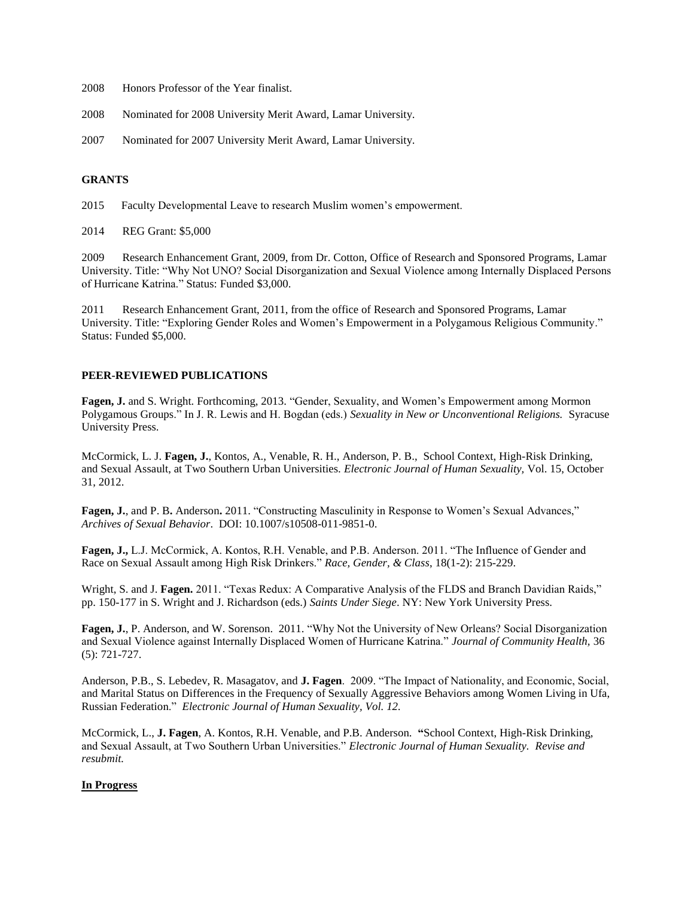2008 Honors Professor of the Year finalist.

2008 Nominated for 2008 University Merit Award, Lamar University.

2007 Nominated for 2007 University Merit Award, Lamar University.

## GRANTS

2015 Faculty Developmental Leave to research Muslim women's empowerment.

2014 REG Grant: $5,000

2009 Research Enhancement Grant, 2009, from Dr. Cotton, Office of Research and Sponsored Programs, Lamar University. Title: "Why Not UNO? Social Disorganization and Sexual Violence among Internally Displaced Persons of Hurricane Katrina." Status: Funded $3,000.

2011 Research Enhancement Grant, 2011, from the office of Research and Sponsored Programs, Lamar University. Title: "Exploring Gender Roles and Women's Empowerment in a Polygamous Religious Community." Status: Funded $5,000.

## PEER-REVIEWED PUBLICATIONS

**Fagen, J.** and S. Wright. Forthcoming, 2013. "Gender, Sexuality, and Women's Empowerment among Mormon Polygamous Groups." In J. R. Lewis and H. Bogdan (eds.) *Sexuality in New or Unconventional Religions.* Syracuse University Press.

McCormick, L. J. **Fagen, J.**, Kontos, A., Venable, R. H., Anderson, P. B., School Context, High-Risk Drinking, and Sexual Assault, at Two Southern Urban Universities. *Electronic Journal of Human Sexuality,* Vol. 15, October 31, 2012.

**Fagen, J.**, and P. B**.** Anderson**.** 2011. "Constructing Masculinity in Response to Women's Sexual Advances," *Archives of Sexual Behavior*. DOI: 10.1007/s10508-011-9851-0.

**Fagen, J.,** L.J. McCormick, A. Kontos, R.H. Venable, and P.B. Anderson. 2011. "The Influence of Gender and Race on Sexual Assault among High Risk Drinkers." *Race, Gender, & Class*, 18(1-2): 215-229.

Wright, S. and J. **Fagen.** 2011. "Texas Redux: A Comparative Analysis of the FLDS and Branch Davidian Raids," pp. 150-177 in S. Wright and J. Richardson (eds.) *Saints Under Siege*. NY: New York University Press.

**Fagen, J.**, P. Anderson, and W. Sorenson. 2011. "Why Not the University of New Orleans? Social Disorganization and Sexual Violence against Internally Displaced Women of Hurricane Katrina." *Journal of Community Health,* 36 (5): 721-727.

Anderson, P.B., S. Lebedev, R. Masagatov, and **J. Fagen**. 2009. "The Impact of Nationality, and Economic, Social, and Marital Status on Differences in the Frequency of Sexually Aggressive Behaviors among Women Living in Ufa, Russian Federation." *Electronic Journal of Human Sexuality, Vol. 12.*

McCormick, L., **J. Fagen**, A. Kontos, R.H. Venable, and P.B. Anderson. **"**School Context, High-Risk Drinking, and Sexual Assault, at Two Southern Urban Universities." *Electronic Journal of Human Sexuality. Revise and resubmit.*

**In Progress**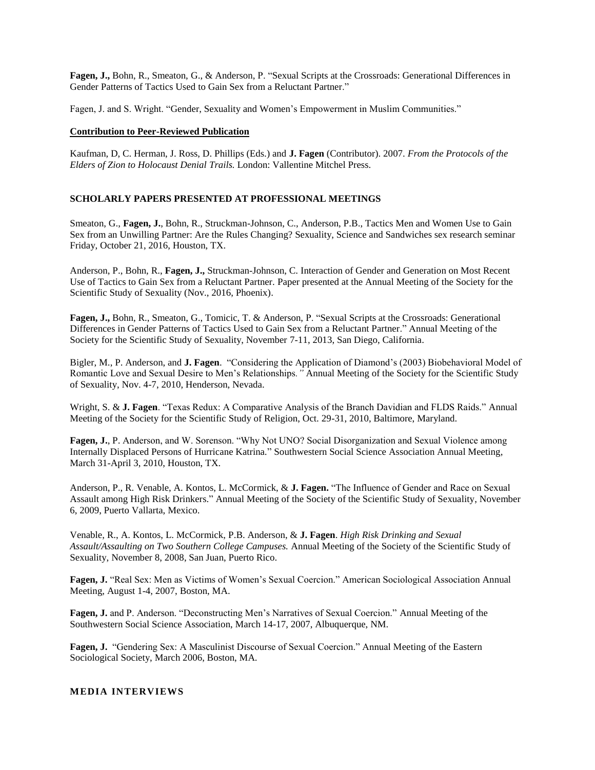**Fagen, J.,** Bohn, R., Smeaton, G., & Anderson, P. "Sexual Scripts at the Crossroads: Generational Differences in Gender Patterns of Tactics Used to Gain Sex from a Reluctant Partner."

Fagen, J. and S. Wright. "Gender, Sexuality and Women's Empowerment in Muslim Communities."

**Contribution to Peer-Reviewed Publication**

Kaufman, D, C. Herman, J. Ross, D. Phillips (Eds.) and **J. Fagen** (Contributor). 2007. *From the Protocols of the Elders of Zion to Holocaust Denial Trails.* London: Vallentine Mitchel Press.

## SCHOLARLY PAPERS PRESENTED AT PROFESSIONAL MEETINGS

Smeaton, G., **Fagen, J.**, Bohn, R., Struckman-Johnson, C., Anderson, P.B., Tactics Men and Women Use to Gain Sex from an Unwilling Partner: Are the Rules Changing? Sexuality, Science and Sandwiches sex research seminar Friday, October 21, 2016, Houston, TX.

Anderson, P., Bohn, R., **Fagen, J.,** Struckman-Johnson, C. Interaction of Gender and Generation on Most Recent Use of Tactics to Gain Sex from a Reluctant Partner. Paper presented at the Annual Meeting of the Society for the Scientific Study of Sexuality (Nov., 2016, Phoenix).

**Fagen, J.,** Bohn, R., Smeaton, G., Tomicic, T. & Anderson, P. "Sexual Scripts at the Crossroads: Generational Differences in Gender Patterns of Tactics Used to Gain Sex from a Reluctant Partner." Annual Meeting of the Society for the Scientific Study of Sexuality, November 7-11, 2013, San Diego, California.

Bigler, M., P. Anderson, and **J. Fagen**. "Considering the Application of Diamond's (2003) Biobehavioral Model of Romantic Love and Sexual Desire to Men's Relationships*."* Annual Meeting of the Society for the Scientific Study of Sexuality, Nov. 4-7, 2010, Henderson, Nevada.

Wright, S. & **J. Fagen**. "Texas Redux: A Comparative Analysis of the Branch Davidian and FLDS Raids." Annual Meeting of the Society for the Scientific Study of Religion, Oct. 29-31, 2010, Baltimore, Maryland.

**Fagen, J.**, P. Anderson, and W. Sorenson. "Why Not UNO? Social Disorganization and Sexual Violence among Internally Displaced Persons of Hurricane Katrina." Southwestern Social Science Association Annual Meeting, March 31-April 3, 2010, Houston, TX.

Anderson, P., R. Venable, A. Kontos, L. McCormick, & **J. Fagen.** "The Influence of Gender and Race on Sexual Assault among High Risk Drinkers." Annual Meeting of the Society of the Scientific Study of Sexuality, November 6, 2009, Puerto Vallarta, Mexico.

Venable, R., A. Kontos, L. McCormick, P.B. Anderson, & **J. Fagen**. *High Risk Drinking and Sexual Assault/Assaulting on Two Southern College Campuses.* Annual Meeting of the Society of the Scientific Study of Sexuality, November 8, 2008, San Juan, Puerto Rico.

**Fagen, J.** "Real Sex: Men as Victims of Women's Sexual Coercion." American Sociological Association Annual Meeting, August 1-4, 2007, Boston, MA.

**Fagen, J.** and P. Anderson. "Deconstructing Men's Narratives of Sexual Coercion." Annual Meeting of the Southwestern Social Science Association, March 14-17, 2007, Albuquerque, NM.

**Fagen, J.** "Gendering Sex: A Masculinist Discourse of Sexual Coercion." Annual Meeting of the Eastern Sociological Society, March 2006, Boston, MA.

## MEDIA INTERVIEWS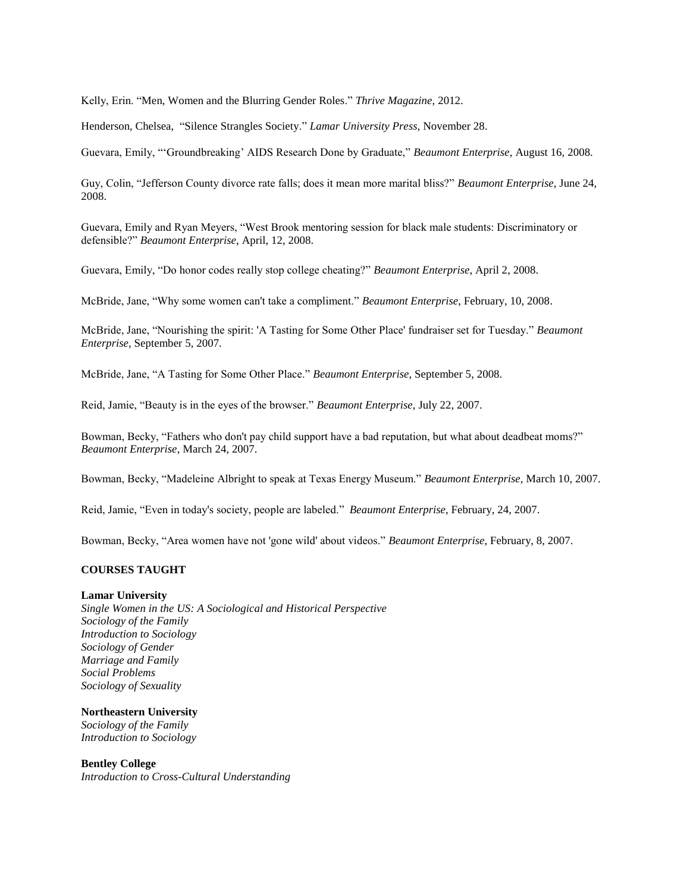Kelly, Erin. "Men, Women and the Blurring Gender Roles." *Thrive Magazine*, 2012.

Henderson, Chelsea, "Silence Strangles Society." *Lamar University Press,* November 28.

Guevara, Emily, "'Groundbreaking' AIDS Research Done by Graduate," *Beaumont Enterprise,* August 16, 2008.

Guy, Colin, "Jefferson County divorce rate falls; does it mean more marital bliss?" *Beaumont Enterprise*, June 24, 2008.

Guevara, Emily and Ryan Meyers, "West Brook mentoring session for black male students: Discriminatory or defensible?" *Beaumont Enterprise*, April, 12, 2008.

Guevara, Emily, "Do honor codes really stop college cheating?" *Beaumont Enterprise*, April 2, 2008.

McBride, Jane, "Why some women can't take a compliment." *Beaumont Enterprise*, February, 10, 2008.

McBride, Jane, "Nourishing the spirit: 'A Tasting for Some Other Place' fundraiser set for Tuesday." *Beaumont Enterprise*, September 5, 2007.

McBride, Jane, "A Tasting for Some Other Place." *Beaumont Enterprise*, September 5, 2008.

Reid, Jamie, "Beauty is in the eyes of the browser." *Beaumont Enterprise*, July 22, 2007.

Bowman, Becky, "Fathers who don't pay child support have a bad reputation, but what about deadbeat moms?" *Beaumont Enterprise*, March 24, 2007.

Bowman, Becky, "Madeleine Albright to speak at Texas Energy Museum." *Beaumont Enterprise*, March 10, 2007.

Reid, Jamie, "Even in today's society, people are labeled." *Beaumont Enterprise*, February, 24, 2007.

Bowman, Becky, "Area women have not 'gone wild' about videos." *Beaumont Enterprise*, February, 8, 2007.

**COURSES TAUGHT**

**Lamar University**
*Single Women in the US: A Sociological and Historical Perspective*
*Sociology of the Family*
*Introduction to Sociology*
*Sociology of Gender*
*Marriage and Family*
*Social Problems*
*Sociology of Sexuality*

**Northeastern University**
*Sociology of the Family*
*Introduction to Sociology*

**Bentley College**
*Introduction to Cross-Cultural Understanding*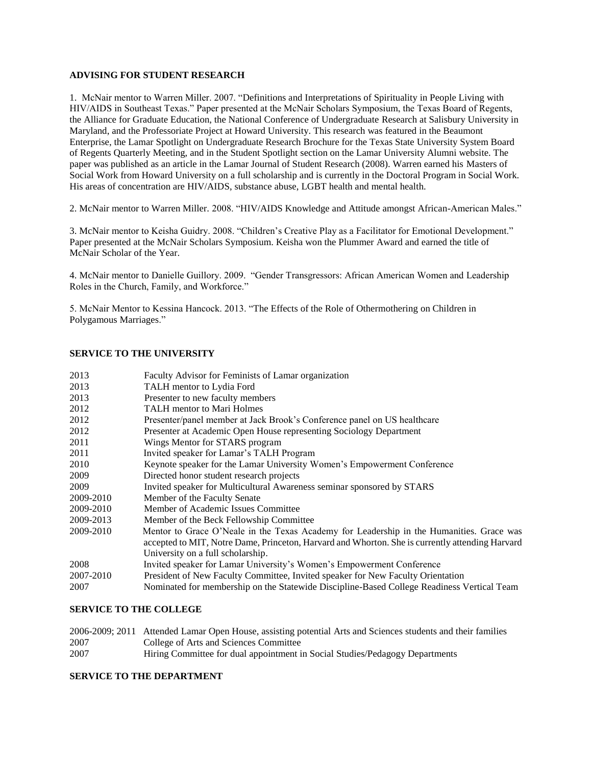## ADVISING FOR STUDENT RESEARCH

1. McNair mentor to Warren Miller. 2007. "Definitions and Interpretations of Spirituality in People Living with HIV/AIDS in Southeast Texas." Paper presented at the McNair Scholars Symposium, the Texas Board of Regents, the Alliance for Graduate Education, the National Conference of Undergraduate Research at Salisbury University in Maryland, and the Professoriate Project at Howard University. This research was featured in the Beaumont Enterprise, the Lamar Spotlight on Undergraduate Research Brochure for the Texas State University System Board of Regents Quarterly Meeting, and in the Student Spotlight section on the Lamar University Alumni website. The paper was published as an article in the Lamar Journal of Student Research (2008). Warren earned his Masters of Social Work from Howard University on a full scholarship and is currently in the Doctoral Program in Social Work. His areas of concentration are HIV/AIDS, substance abuse, LGBT health and mental health.

2. McNair mentor to Warren Miller. 2008. "HIV/AIDS Knowledge and Attitude amongst African-American Males."

3. McNair mentor to Keisha Guidry. 2008. "Children's Creative Play as a Facilitator for Emotional Development." Paper presented at the McNair Scholars Symposium. Keisha won the Plummer Award and earned the title of McNair Scholar of the Year.

4. McNair mentor to Danielle Guillory. 2009. "Gender Transgressors: African American Women and Leadership Roles in the Church, Family, and Workforce."

5. McNair Mentor to Kessina Hancock. 2013. "The Effects of the Role of Othermothering on Children in Polygamous Marriages."

## SERVICE TO THE UNIVERSITY

| | |
|---|---|
| 2013 | Faculty Advisor for Feminists of Lamar organization |
| 2013 | TALH mentor to Lydia Ford |
| 2013 | Presenter to new faculty members |
| 2012 | TALH mentor to Mari Holmes |
| 2012 | Presenter/panel member at Jack Brook's Conference panel on US healthcare |
| 2012 | Presenter at Academic Open House representing Sociology Department |
| 2011 | Wings Mentor for STARS program |
| 2011 | Invited speaker for Lamar's TALH Program |
| 2010 | Keynote speaker for the Lamar University Women's Empowerment Conference |
| 2009 | Directed honor student research projects |
| 2009 | Invited speaker for Multicultural Awareness seminar sponsored by STARS |
| 2009-2010 | Member of the Faculty Senate |
| 2009-2010 | Member of Academic Issues Committee |
| 2009-2013 | Member of the Beck Fellowship Committee |
| 2009-2010 | Mentor to Grace O'Neale in the Texas Academy for Leadership in the Humanities. Grace was accepted to MIT, Notre Dame, Princeton, Harvard and Whorton. She is currently attending Harvard University on a full scholarship. |
| 2008 | Invited speaker for Lamar University's Women's Empowerment Conference |
| 2007-2010 | President of New Faculty Committee, Invited speaker for New Faculty Orientation |
| 2007 | Nominated for membership on the Statewide Discipline-Based College Readiness Vertical Team |

## SERVICE TO THE COLLEGE

| | |
|---|---|
| 2006-2009; 2011 | Attended Lamar Open House, assisting potential Arts and Sciences students and their families |
| 2007 | College of Arts and Sciences Committee |
| 2007 | Hiring Committee for dual appointment in Social Studies/Pedagogy Departments |

## SERVICE TO THE DEPARTMENT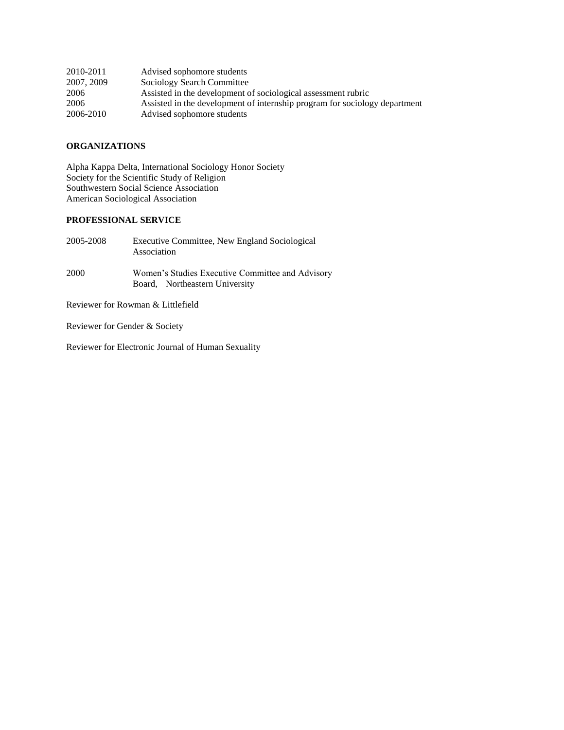| | |
|---|---|
| 2010-2011 | Advised sophomore students |
| 2007, 2009 | Sociology Search Committee |
| 2006 | Assisted in the development of sociological assessment rubric |
| 2006 | Assisted in the development of internship program for sociology department |
| 2006-2010 | Advised sophomore students |

**ORGANIZATIONS**

Alpha Kappa Delta, International Sociology Honor Society
Society for the Scientific Study of Religion
Southwestern Social Science Association
American Sociological Association

**PROFESSIONAL SERVICE**

| | |
|---|---|
| 2005-2008 | Executive Committee, New England Sociological Association |
| 2000 | Women's Studies Executive Committee and Advisory Board, Northeastern University |

Reviewer for Rowman & Littlefield

Reviewer for Gender & Society

Reviewer for Electronic Journal of Human Sexuality